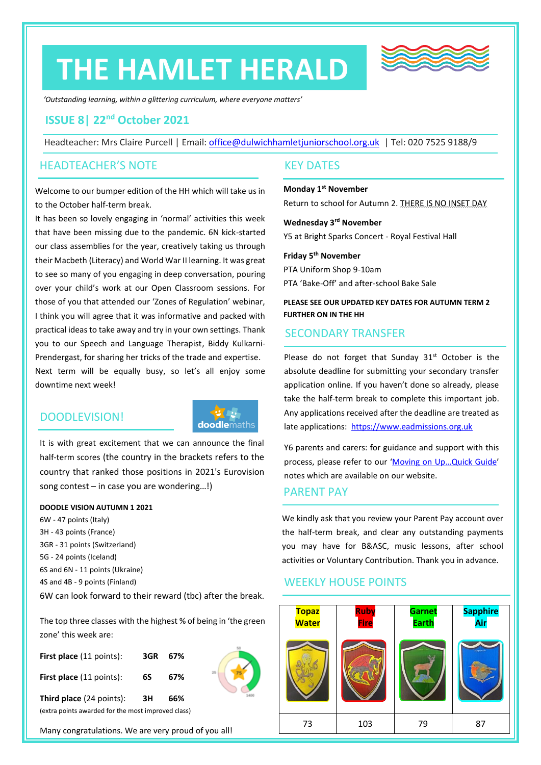# THE HAMLET HERALD

*'Outstanding learning, within a glittering curriculum, where everyone matters'*

## ISSUE 8| 22nd October 2021

Headteacher: Mrs Claire Purcell | Email: office@dulwichhamletjuniorschool.org.uk | Tel: 020 7525 9188/9

## HEADTEACHER'S NOTE

Welcome to our bumper edition of the HH which will take us in to the October half-term break.

It has been so lovely engaging in 'normal' activities this week that have been missing due to the pandemic. 6N kick-started our class assemblies for the year, creatively taking us through their Macbeth (Literacy) and World War II learning. It was great to see so many of you engaging in deep conversation, pouring over your child's work at our Open Classroom sessions. For those of you that attended our 'Zones of Regulation' webinar, I think you will agree that it was informative and packed with practical ideas to take away and try in your own settings. Thank you to our Speech and Language Therapist, Biddy Kulkarni-Prendergast, for sharing her tricks of the trade and expertise.

Next term will be equally busy, so let's all enjoy some downtime next week!

## DOODLEVISION!

It is with great excitement that we can announce the final half-term scores (the country in the brackets refers to the country that ranked those positions in 2021's Eurovision song contest – in case you are wondering…!)

**DOODLE VISION AUTUMN 1 2021**

6W - 47 points (Italy)
3H - 43 points (France)
3GR - 31 points (Switzerland)
5G - 24 points (Iceland)
6S and 6N - 11 points (Ukraine)
4S and 4B - 9 points (Finland)

6W can look forward to their reward (tbc) after the break.

The top three classes with the highest % of being in 'the green zone' this week are:

| | | |
|---|---|---|
| **First place** (11 points): | **3GR** | **67%** |
| **First place** (11 points): | **6S** | **67%** |
| **Third place** (24 points): | **3H** | **66%** |

(extra points awarded for the most improved class)

Many congratulations. We are very proud of you all!

## KEY DATES

**Monday 1st November**
Return to school for Autumn 2. THERE IS NO INSET DAY

**Wednesday 3rd November**
Y5 at Bright Sparks Concert - Royal Festival Hall

**Friday 5th November**
PTA Uniform Shop 9-10am
PTA 'Bake-Off' and after-school Bake Sale

**PLEASE SEE OUR UPDATED KEY DATES FOR AUTUMN TERM 2 FURTHER ON IN THE HH**

## SECONDARY TRANSFER

Please do not forget that Sunday 31st October is the absolute deadline for submitting your secondary transfer application online. If you haven't done so already, please take the half-term break to complete this important job. Any applications received after the deadline are treated as late applications: https://www.eadmissions.org.uk

Y6 parents and carers: for guidance and support with this process, please refer to our 'Moving on Up…Quick Guide' notes which are available on our website.

## PARENT PAY

We kindly ask that you review your Parent Pay account over the half-term break, and clear any outstanding payments you may have for B&ASC, music lessons, after school activities or Voluntary Contribution. Thank you in advance.

## WEEKLY HOUSE POINTS

| Topaz Water | Ruby Fire | Garnet Earth | Sapphire Air |
|---|---|---|---|
| 73 | 103 | 79 | 87 |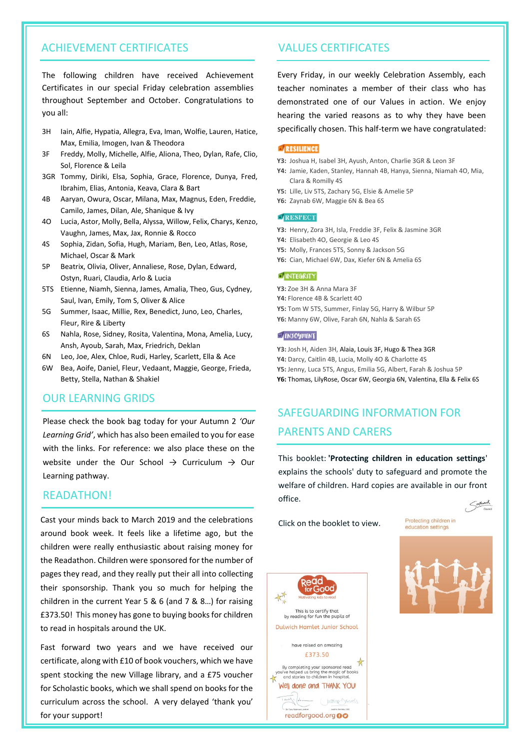## ACHIEVEMENT CERTIFICATES

The following children have received Achievement Certificates in our special Friday celebration assemblies throughout September and October. Congratulations to you all:

- 3H Iain, Alfie, Hypatia, Allegra, Eva, Iman, Wolfie, Lauren, Hatice, Max, Emilia, Imogen, Ivan & Theodora
- 3F Freddy, Molly, Michelle, Alfie, Aliona, Theo, Dylan, Rafe, Clio, Sol, Florence & Leila
- 3GR Tommy, Diriki, Elsa, Sophia, Grace, Florence, Dunya, Fred, Ibrahim, Elias, Antonia, Keava, Clara & Bart
- 4B Aaryan, Owura, Oscar, Milana, Max, Magnus, Eden, Freddie, Camilo, James, Dilan, Ale, Shanique & Ivy
- 4O Lucia, Astor, Molly, Bella, Alyssa, Willow, Felix, Charys, Kenzo, Vaughn, James, Max, Jax, Ronnie & Rocco
- 4S Sophia, Zidan, Sofia, Hugh, Mariam, Ben, Leo, Atlas, Rose, Michael, Oscar & Mark
- 5P Beatrix, Olivia, Oliver, Annaliese, Rose, Dylan, Edward, Ostyn, Ruari, Claudia, Arlo & Lucia
- 5TS Etienne, Niamh, Sienna, James, Amalia, Theo, Gus, Cydney, Saul, Ivan, Emily, Tom S, Oliver & Alice
- 5G Summer, Isaac, Millie, Rex, Benedict, Juno, Leo, Charles, Fleur, Rire & Liberty
- 6S Nahla, Rose, Sidney, Rosita, Valentina, Mona, Amelia, Lucy, Ansh, Ayoub, Sarah, Max, Friedrich, Deklan
- 6N Leo, Joe, Alex, Chloe, Rudi, Harley, Scarlett, Ella & Ace
- 6W Bea, Aoife, Daniel, Fleur, Vedaant, Maggie, George, Frieda, Betty, Stella, Nathan & Shakiel

## OUR LEARNING GRIDS

Please check the book bag today for your Autumn 2 *'Our Learning Grid'*, which has also been emailed to you for ease with the links. For reference: we also place these on the website under the Our School → Curriculum → Our Learning pathway.

## READATHON!

Cast your minds back to March 2019 and the celebrations around book week. It feels like a lifetime ago, but the children were really enthusiastic about raising money for the Readathon. Children were sponsored for the number of pages they read, and they really put their all into collecting their sponsorship. Thank you so much for helping the children in the current Year 5 & 6 (and 7 & 8…) for raising £373.50! This money has gone to buying books for children to read in hospitals around the UK.

Fast forward two years and we have received our certificate, along with £10 of book vouchers, which we have spent stocking the new Village library, and a £75 voucher for Scholastic books, which we shall spend on books for the curriculum across the school. A very delayed 'thank you' for your support!

Read for Good
Motivating kids to read

This is to certify that by reading for fun the pupils of

Dulwich Hamlet Junior School

have raised an amazing

£373.50

By completing your sponsored read you've helped us bring the magic of books and stories to children in hospital.

Well done and THANK YOU!

readforgood.org

## VALUES CERTIFICATES

Every Friday, in our weekly Celebration Assembly, each teacher nominates a member of their class who has demonstrated one of our Values in action. We enjoy hearing the varied reasons as to why they have been specifically chosen. This half-term we have congratulated:

### RESILIENCE

**Y3:** Joshua H, Isabel 3H, Ayush, Anton, Charlie 3GR & Leon 3F
**Y4:** Jamie, Kaden, Stanley, Hannah 4B, Hanya, Sienna, Niamah 4O, Mia, Clara & Romilly 4S
**Y5:** Lille, Liv 5TS, Zachary 5G, Elsie & Amelie 5P
**Y6:** Zaynab 6W, Maggie 6N & Bea 6S

### RESPECT

**Y3:** Henry, Zora 3H, Isla, Freddie 3F, Felix & Jasmine 3GR
**Y4:** Elisabeth 4O, Georgie & Leo 4S
**Y5:** Molly, Frances 5TS, Sonny & Jackson 5G
**Y6:** Cian, Michael 6W, Dax, Kiefer 6N & Amelia 6S

### INTEGRITY

**Y3:** Zoe 3H & Anna Mara 3F
**Y4:** Florence 4B & Scarlett 4O
**Y5:** Tom W 5TS, Summer, Finlay 5G, Harry & Wilbur 5P
**Y6:** Manny 6W, Olive, Farah 6N, Nahla & Sarah 6S

### ENJOYMENT

**Y3:** Josh H, Aiden 3H, Alaia, Louis 3F, Hugo & Thea 3GR
**Y4:** Darcy, Caitlin 4B, Lucia, Molly 4O & Charlotte 4S
**Y5:** Jenny, Luca 5TS, Angus, Emilia 5G, Albert, Farah & Joshua 5P
**Y6:** Thomas, LilyRose, Oscar 6W, Georgia 6N, Valentina, Ella & Felix 6S

## SAFEGUARDING INFORMATION FOR PARENTS AND CARERS

This booklet: **'Protecting children in education settings'** explains the schools' duty to safeguard and promote the welfare of children. Hard copies are available in our front office.

Click on the booklet to view.

Protecting children in education settings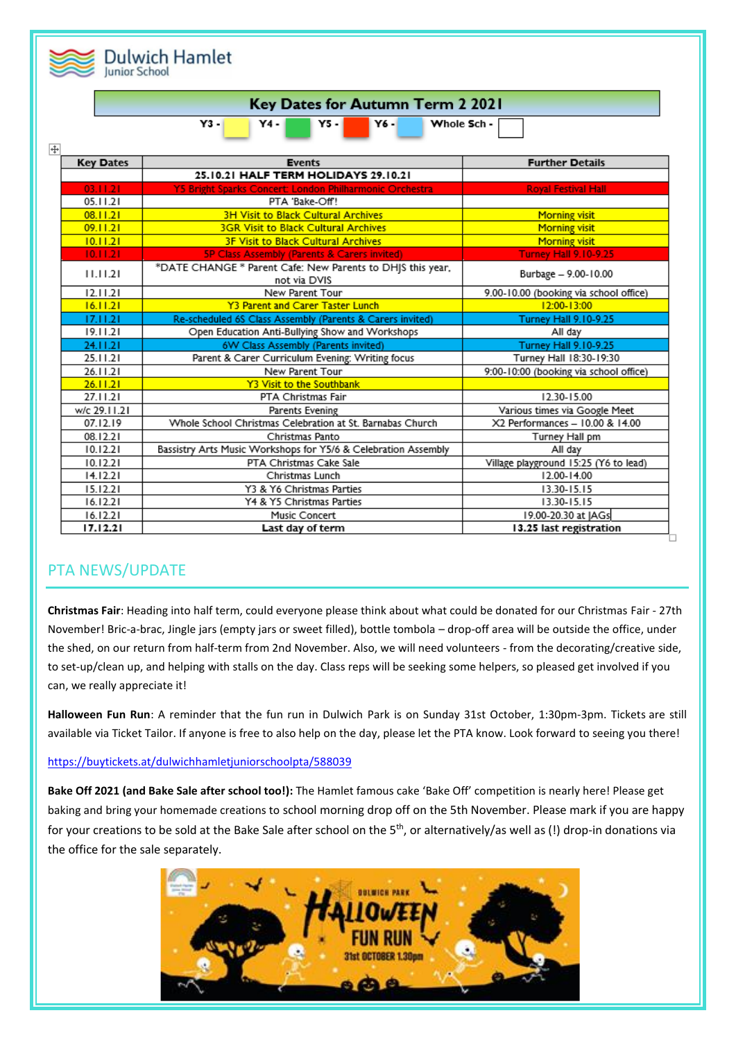Dulwich Hamlet
Junior School

## Key Dates for Autumn Term 2 2021

Y3 - Y4 - Y5 - Y6 - Whole Sch -

| Key Dates | Events | Further Details |
|---|---|---|
| | **25.10.21 HALF TERM HOLIDAYS 29.10.21** | |
| 03.11.21 | Y5 Bright Sparks Concert: London Philharmonic Orchestra | Royal Festival Hall |
| 05.11.21 | PTA 'Bake-Off'! | |
| 08.11.21 | 3H Visit to Black Cultural Archives | Morning visit |
| 09.11.21 | 3GR Visit to Black Cultural Archives | Morning visit |
| 10.11.21 | 3F Visit to Black Cultural Archives | Morning visit |
| 10.11.21 | 5P Class Assembly (Parents & Carers invited) | Turney Hall 9.10-9.25 |
| 11.11.21 | *DATE CHANGE * Parent Cafe: New Parents to DHJS this year, not via DVIS | Burbage – 9.00-10.00 |
| 12.11.21 | New Parent Tour | 9.00-10.00 (booking via school office) |
| 16.11.21 | Y3 Parent and Carer Taster Lunch | 12:00-13:00 |
| 17.11.21 | Re-scheduled 6S Class Assembly (Parents & Carers invited) | Turney Hall 9.10-9.25 |
| 19.11.21 | Open Education Anti-Bullying Show and Workshops | All day |
| 24.11.21 | 6W Class Assembly (Parents invited) | Turney Hall 9.10-9.25 |
| 25.11.21 | Parent & Carer Curriculum Evening: Writing focus | Turney Hall 18:30-19:30 |
| 26.11.21 | New Parent Tour | 9:00-10:00 (booking via school office) |
| 26.11.21 | Y3 Visit to the Southbank | |
| 27.11.21 | PTA Christmas Fair | 12.30-15.00 |
| w/c 29.11.21 | Parents Evening | Various times via Google Meet |
| 07.12.19 | Whole School Christmas Celebration at St. Barnabas Church | X2 Performances – 10.00 & 14.00 |
| 08.12.21 | Christmas Panto | Turney Hall pm |
| 10.12.21 | Bassistry Arts Music Workshops for Y5/6 & Celebration Assembly | All day |
| 10.12.21 | PTA Christmas Cake Sale | Village playground 15:25 (Y6 to lead) |
| 14.12.21 | Christmas Lunch | 12.00-14.00 |
| 15.12.21 | Y3 & Y6 Christmas Parties | 13.30-15.15 |
| 16.12.21 | Y4 & Y5 Christmas Parties | 13.30-15.15 |
| 16.12.21 | Music Concert | 19.00-20.30 at JAGs |
| **17.12.21** | **Last day of term** | **13.25 last registration** |

## PTA NEWS/UPDATE

**Christmas Fair**: Heading into half term, could everyone please think about what could be donated for our Christmas Fair - 27th November! Bric-a-brac, Jingle jars (empty jars or sweet filled), bottle tombola – drop-off area will be outside the office, under the shed, on our return from half-term from 2nd November. Also, we will need volunteers - from the decorating/creative side, to set-up/clean up, and helping with stalls on the day. Class reps will be seeking some helpers, so pleased get involved if you can, we really appreciate it!

**Halloween Fun Run**: A reminder that the fun run in Dulwich Park is on Sunday 31st October, 1:30pm-3pm. Tickets are still available via Ticket Tailor. If anyone is free to also help on the day, please let the PTA know. Look forward to seeing you there!

https://buytickets.at/dulwichhamletjuniorschoolpta/588039

**Bake Off 2021 (and Bake Sale after school too!):** The Hamlet famous cake 'Bake Off' competition is nearly here! Please get baking and bring your homemade creations to school morning drop off on the 5th November. Please mark if you are happy for your creations to be sold at the Bake Sale after school on the 5th, or alternatively/as well as (!) drop-in donations via the office for the sale separately.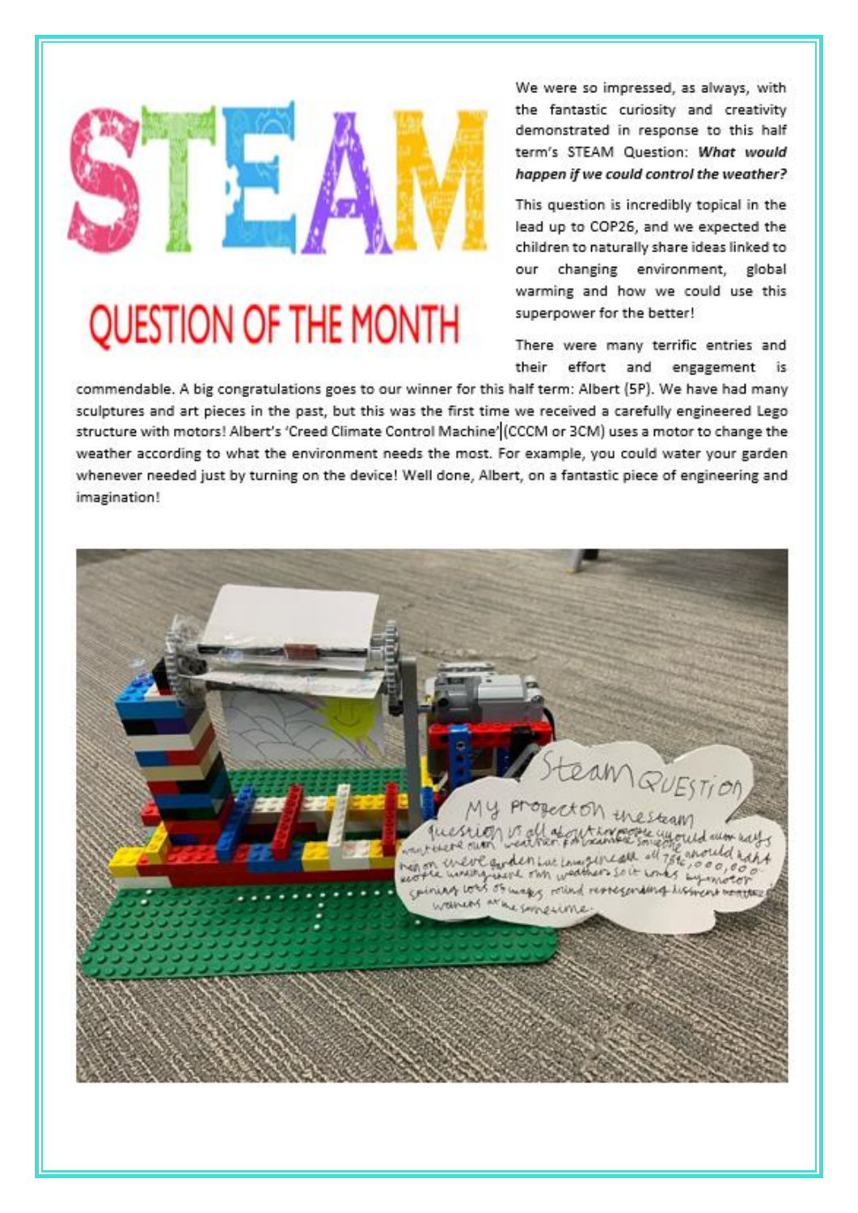# STEAM

## QUESTION OF THE MONTH

We were so impressed, as always, with the fantastic curiosity and creativity demonstrated in response to this half term's STEAM Question: ***What would happen if we could control the weather?***

This question is incredibly topical in the lead up to COP26, and we expected the children to naturally share ideas linked to our changing environment, global warming and how we could use this superpower for the better!

There were many terrific entries and their effort and engagement is commendable. A big congratulations goes to our winner for this half term: Albert (5P). We have had many sculptures and art pieces in the past, but this was the first time we received a carefully engineered Lego structure with motors! Albert's 'Creed Climate Control Machine' (CCCM or 3CM) uses a motor to change the weather according to what the environment needs the most. For example, you could water your garden whenever needed just by turning on the device! Well done, Albert, on a fantastic piece of engineering and imagination!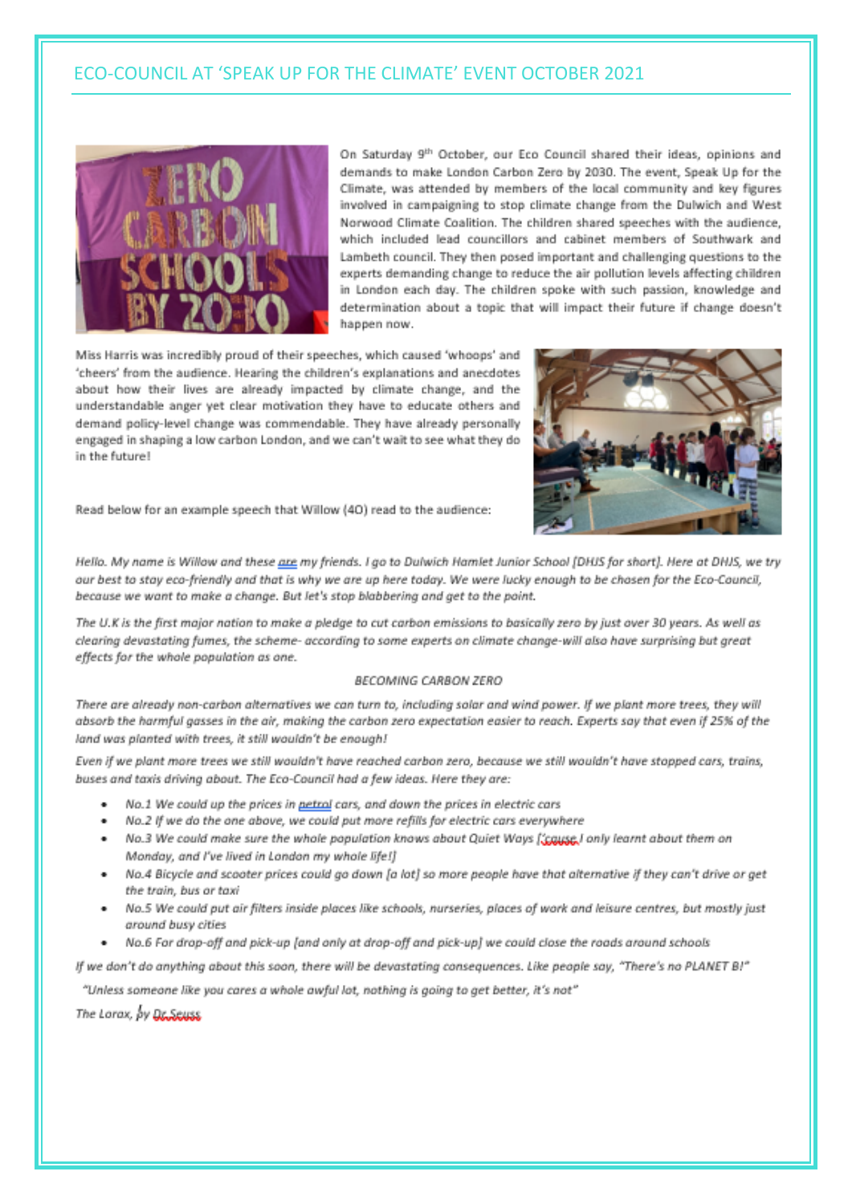## ECO-COUNCIL AT 'SPEAK UP FOR THE CLIMATE' EVENT OCTOBER 2021

On Saturday 9th October, our Eco Council shared their ideas, opinions and demands to make London Carbon Zero by 2030. The event, Speak Up for the Climate, was attended by members of the local community and key figures involved in campaigning to stop climate change from the Dulwich and West Norwood Climate Coalition. The children shared speeches with the audience, which included lead councillors and cabinet members of Southwark and Lambeth council. They then posed important and challenging questions to the experts demanding change to reduce the air pollution levels affecting children in London each day. The children spoke with such passion, knowledge and determination about a topic that will impact their future if change doesn't happen now.

Miss Harris was incredibly proud of their speeches, which caused 'whoops' and 'cheers' from the audience. Hearing the children's explanations and anecdotes about how their lives are already impacted by climate change, and the understandable anger yet clear motivation they have to educate others and demand policy-level change was commendable. They have already personally engaged in shaping a low carbon London, and we can't wait to see what they do in the future!

Read below for an example speech that Willow (4O) read to the audience:

*Hello. My name is Willow and these are my friends. I go to Dulwich Hamlet Junior School [DHJS for short]. Here at DHJS, we try our best to stay eco-friendly and that is why we are up here today. We were lucky enough to be chosen for the Eco-Council, because we want to make a change. But let's stop blabbering and get to the point.*

*The U.K is the first major nation to make a pledge to cut carbon emissions to basically zero by just over 30 years. As well as clearing devastating fumes, the scheme- according to some experts on climate change-will also have surprising but great effects for the whole population as one.*

*BECOMING CARBON ZERO*

*There are already non-carbon alternatives we can turn to, including solar and wind power. If we plant more trees, they will absorb the harmful gasses in the air, making the carbon zero expectation easier to reach. Experts say that even if 25% of the land was planted with trees, it still wouldn't be enough!*

*Even if we plant more trees we still wouldn't have reached carbon zero, because we still wouldn't have stopped cars, trains, buses and taxis driving about. The Eco-Council had a few ideas. Here they are:*

- *No.1 We could up the prices in petrol cars, and down the prices in electric cars*
- *No.2 If we do the one above, we could put more refills for electric cars everywhere*
- *No.3 We could make sure the whole population knows about Quiet Ways ['cause I only learnt about them on Monday, and I've lived in London my whole life!]*
- *No.4 Bicycle and scooter prices could go down [a lot] so more people have that alternative if they can't drive or get the train, bus or taxi*
- *No.5 We could put air filters inside places like schools, nurseries, places of work and leisure centres, but mostly just around busy cities*
- *No.6 For drop-off and pick-up [and only at drop-off and pick-up] we could close the roads around schools*

*If we don't do anything about this soon, there will be devastating consequences. Like people say, "There's no PLANET B!"*

*"Unless someone like you cares a whole awful lot, nothing is going to get better, it's not"*

*The Lorax, by Dr.Seuss*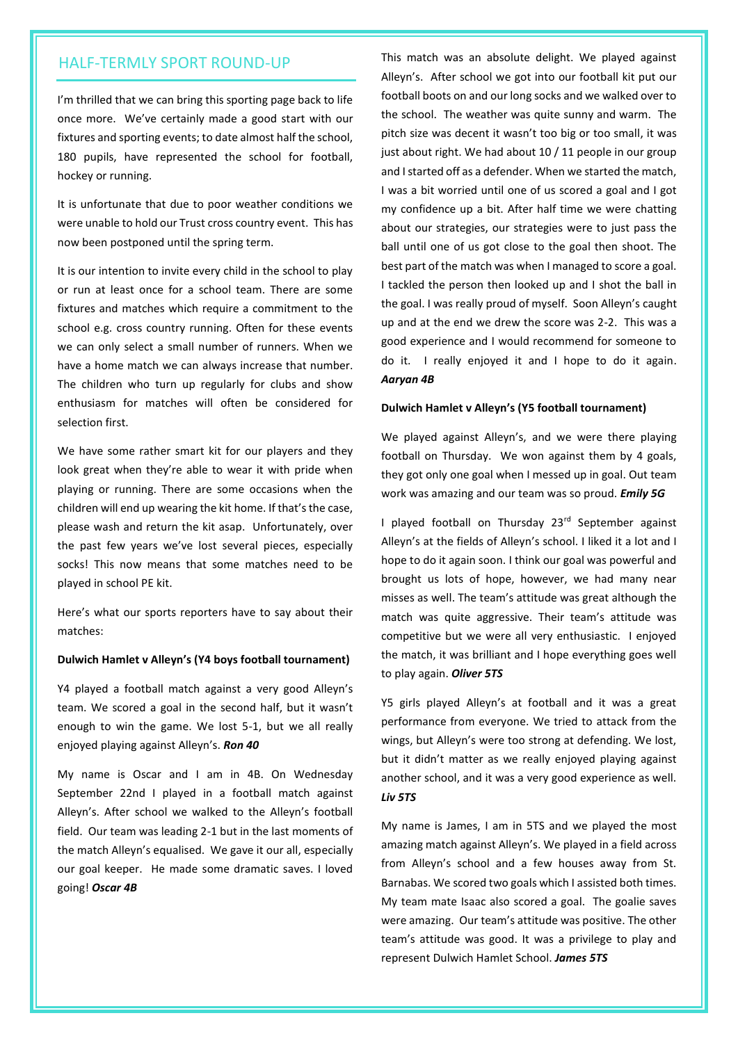## HALF-TERMLY SPORT ROUND-UP

I'm thrilled that we can bring this sporting page back to life once more. We've certainly made a good start with our fixtures and sporting events; to date almost half the school, 180 pupils, have represented the school for football, hockey or running.

It is unfortunate that due to poor weather conditions we were unable to hold our Trust cross country event. This has now been postponed until the spring term.

It is our intention to invite every child in the school to play or run at least once for a school team. There are some fixtures and matches which require a commitment to the school e.g. cross country running. Often for these events we can only select a small number of runners. When we have a home match we can always increase that number. The children who turn up regularly for clubs and show enthusiasm for matches will often be considered for selection first.

We have some rather smart kit for our players and they look great when they're able to wear it with pride when playing or running. There are some occasions when the children will end up wearing the kit home. If that's the case, please wash and return the kit asap. Unfortunately, over the past few years we've lost several pieces, especially socks! This now means that some matches need to be played in school PE kit.

Here's what our sports reporters have to say about their matches:

**Dulwich Hamlet v Alleyn's (Y4 boys football tournament)**

Y4 played a football match against a very good Alleyn's team. We scored a goal in the second half, but it wasn't enough to win the game. We lost 5-1, but we all really enjoyed playing against Alleyn's. ***Ron 40***

My name is Oscar and I am in 4B. On Wednesday September 22nd I played in a football match against Alleyn's. After school we walked to the Alleyn's football field. Our team was leading 2-1 but in the last moments of the match Alleyn's equalised. We gave it our all, especially our goal keeper. He made some dramatic saves. I loved going! ***Oscar 4B***

This match was an absolute delight. We played against Alleyn's. After school we got into our football kit put our football boots on and our long socks and we walked over to the school. The weather was quite sunny and warm. The pitch size was decent it wasn't too big or too small, it was just about right. We had about 10 / 11 people in our group and I started off as a defender. When we started the match, I was a bit worried until one of us scored a goal and I got my confidence up a bit. After half time we were chatting about our strategies, our strategies were to just pass the ball until one of us got close to the goal then shoot. The best part of the match was when I managed to score a goal. I tackled the person then looked up and I shot the ball in the goal. I was really proud of myself. Soon Alleyn's caught up and at the end we drew the score was 2-2. This was a good experience and I would recommend for someone to do it. I really enjoyed it and I hope to do it again. ***Aaryan 4B***

**Dulwich Hamlet v Alleyn's (Y5 football tournament)**

We played against Alleyn's, and we were there playing football on Thursday. We won against them by 4 goals, they got only one goal when I messed up in goal. Out team work was amazing and our team was so proud. ***Emily 5G***

I played football on Thursday 23rd September against Alleyn's at the fields of Alleyn's school. I liked it a lot and I hope to do it again soon. I think our goal was powerful and brought us lots of hope, however, we had many near misses as well. The team's attitude was great although the match was quite aggressive. Their team's attitude was competitive but we were all very enthusiastic. I enjoyed the match, it was brilliant and I hope everything goes well to play again. ***Oliver 5TS***

Y5 girls played Alleyn's at football and it was a great performance from everyone. We tried to attack from the wings, but Alleyn's were too strong at defending. We lost, but it didn't matter as we really enjoyed playing against another school, and it was a very good experience as well. ***Liv 5TS***

My name is James, I am in 5TS and we played the most amazing match against Alleyn's. We played in a field across from Alleyn's school and a few houses away from St. Barnabas. We scored two goals which I assisted both times. My team mate Isaac also scored a goal. The goalie saves were amazing. Our team's attitude was positive. The other team's attitude was good. It was a privilege to play and represent Dulwich Hamlet School. ***James 5TS***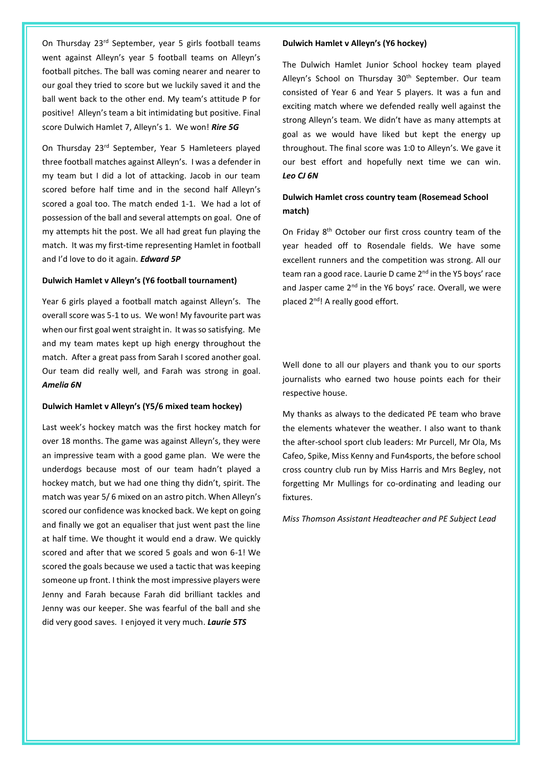On Thursday 23rd September, year 5 girls football teams went against Alleyn's year 5 football teams on Alleyn's football pitches. The ball was coming nearer and nearer to our goal they tried to score but we luckily saved it and the ball went back to the other end. My team's attitude P for positive! Alleyn's team a bit intimidating but positive. Final score Dulwich Hamlet 7, Alleyn's 1. We won! ***Rire 5G***

On Thursday 23rd September, Year 5 Hamleteers played three football matches against Alleyn's. I was a defender in my team but I did a lot of attacking. Jacob in our team scored before half time and in the second half Alleyn's scored a goal too. The match ended 1-1. We had a lot of possession of the ball and several attempts on goal. One of my attempts hit the post. We all had great fun playing the match. It was my first-time representing Hamlet in football and I'd love to do it again. ***Edward 5P***

**Dulwich Hamlet v Alleyn's (Y6 football tournament)**

Year 6 girls played a football match against Alleyn's. The overall score was 5-1 to us. We won! My favourite part was when our first goal went straight in. It was so satisfying. Me and my team mates kept up high energy throughout the match. After a great pass from Sarah I scored another goal. Our team did really well, and Farah was strong in goal. ***Amelia 6N***

**Dulwich Hamlet v Alleyn's (Y5/6 mixed team hockey)**

Last week's hockey match was the first hockey match for over 18 months. The game was against Alleyn's, they were an impressive team with a good game plan. We were the underdogs because most of our team hadn't played a hockey match, but we had one thing thy didn't, spirit. The match was year 5/ 6 mixed on an astro pitch. When Alleyn's scored our confidence was knocked back. We kept on going and finally we got an equaliser that just went past the line at half time. We thought it would end a draw. We quickly scored and after that we scored 5 goals and won 6-1! We scored the goals because we used a tactic that was keeping someone up front. I think the most impressive players were Jenny and Farah because Farah did brilliant tackles and Jenny was our keeper. She was fearful of the ball and she did very good saves. I enjoyed it very much. ***Laurie 5TS***

**Dulwich Hamlet v Alleyn's (Y6 hockey)**

The Dulwich Hamlet Junior School hockey team played Alleyn's School on Thursday 30th September. Our team consisted of Year 6 and Year 5 players. It was a fun and exciting match where we defended really well against the strong Alleyn's team. We didn't have as many attempts at goal as we would have liked but kept the energy up throughout. The final score was 1:0 to Alleyn's. We gave it our best effort and hopefully next time we can win. ***Leo CJ 6N***

**Dulwich Hamlet cross country team (Rosemead School match)**

On Friday 8th October our first cross country team of the year headed off to Rosendale fields. We have some excellent runners and the competition was strong. All our team ran a good race. Laurie D came 2nd in the Y5 boys' race and Jasper came 2nd in the Y6 boys' race. Overall, we were placed 2nd! A really good effort.

Well done to all our players and thank you to our sports journalists who earned two house points each for their respective house.

My thanks as always to the dedicated PE team who brave the elements whatever the weather. I also want to thank the after-school sport club leaders: Mr Purcell, Mr Ola, Ms Cafeo, Spike, Miss Kenny and Fun4sports, the before school cross country club run by Miss Harris and Mrs Begley, not forgetting Mr Mullings for co-ordinating and leading our fixtures.

*Miss Thomson Assistant Headteacher and PE Subject Lead*